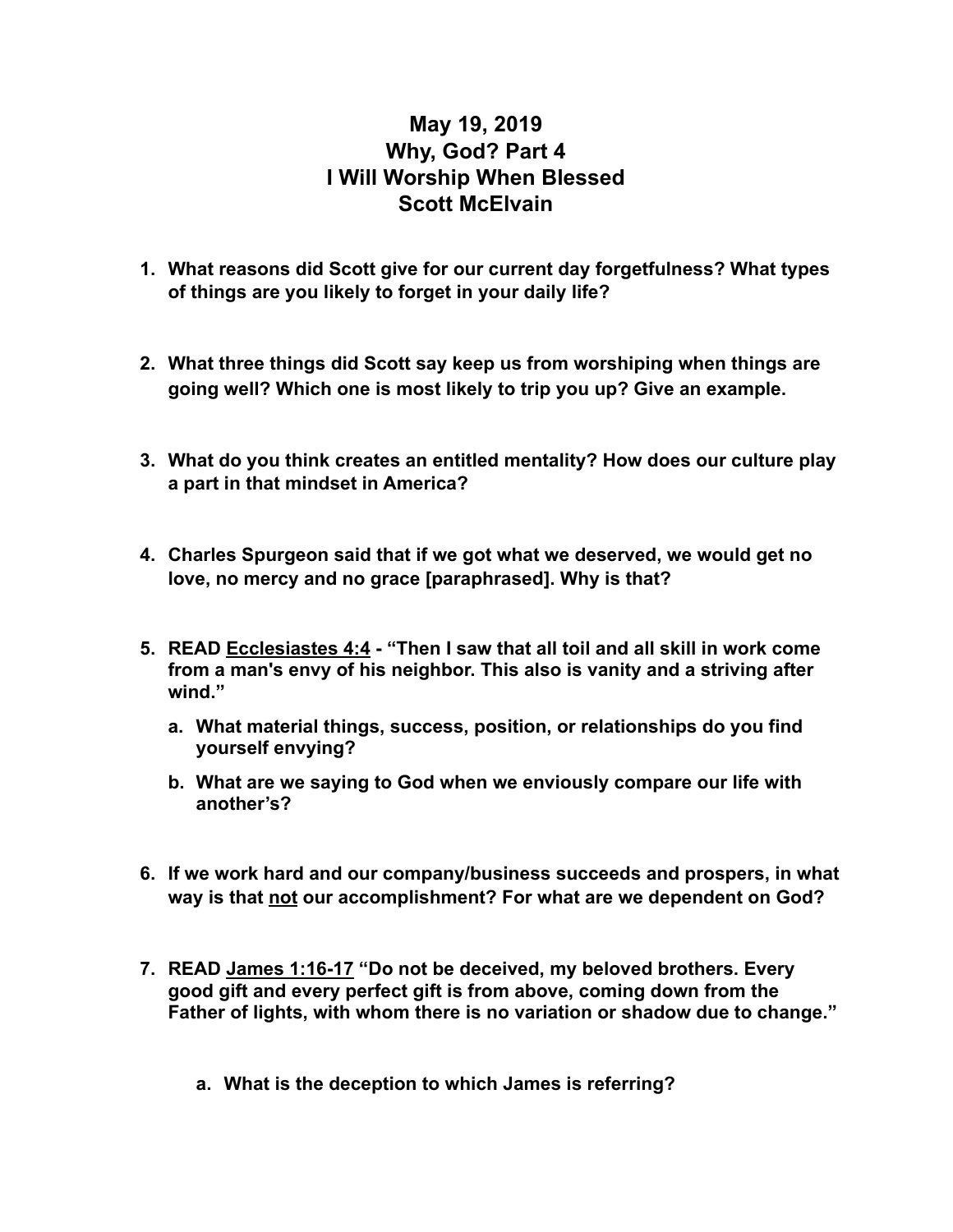# May 19, 2019
# Why, God? Part 4
# I Will Worship When Blessed
# Scott McElvain

1. **What reasons did Scott give for our current day forgetfulness? What types of things are you likely to forget in your daily life?**

2. **What three things did Scott say keep us from worshiping when things are going well? Which one is most likely to trip you up? Give an example.**

3. **What do you think creates an entitled mentality? How does our culture play a part in that mindset in America?**

4. **Charles Spurgeon said that if we got what we deserved, we would get no love, no mercy and no grace [paraphrased]. Why is that?**

5. **READ <u>Ecclesiastes 4:4</u> - "Then I saw that all toil and all skill in work come from a man's envy of his neighbor. This also is vanity and a striving after wind."**
   a. **What material things, success, position, or relationships do you find yourself envying?**
   b. **What are we saying to God when we enviously compare our life with another's?**

6. **If we work hard and our company/business succeeds and prospers, in what way is that <u>not</u> our accomplishment? For what are we dependent on God?**

7. **READ <u>James 1:16-17</u> "Do not be deceived, my beloved brothers. Every good gift and every perfect gift is from above, coming down from the Father of lights, with whom there is no variation or shadow due to change."**
   a. **What is the deception to which James is referring?**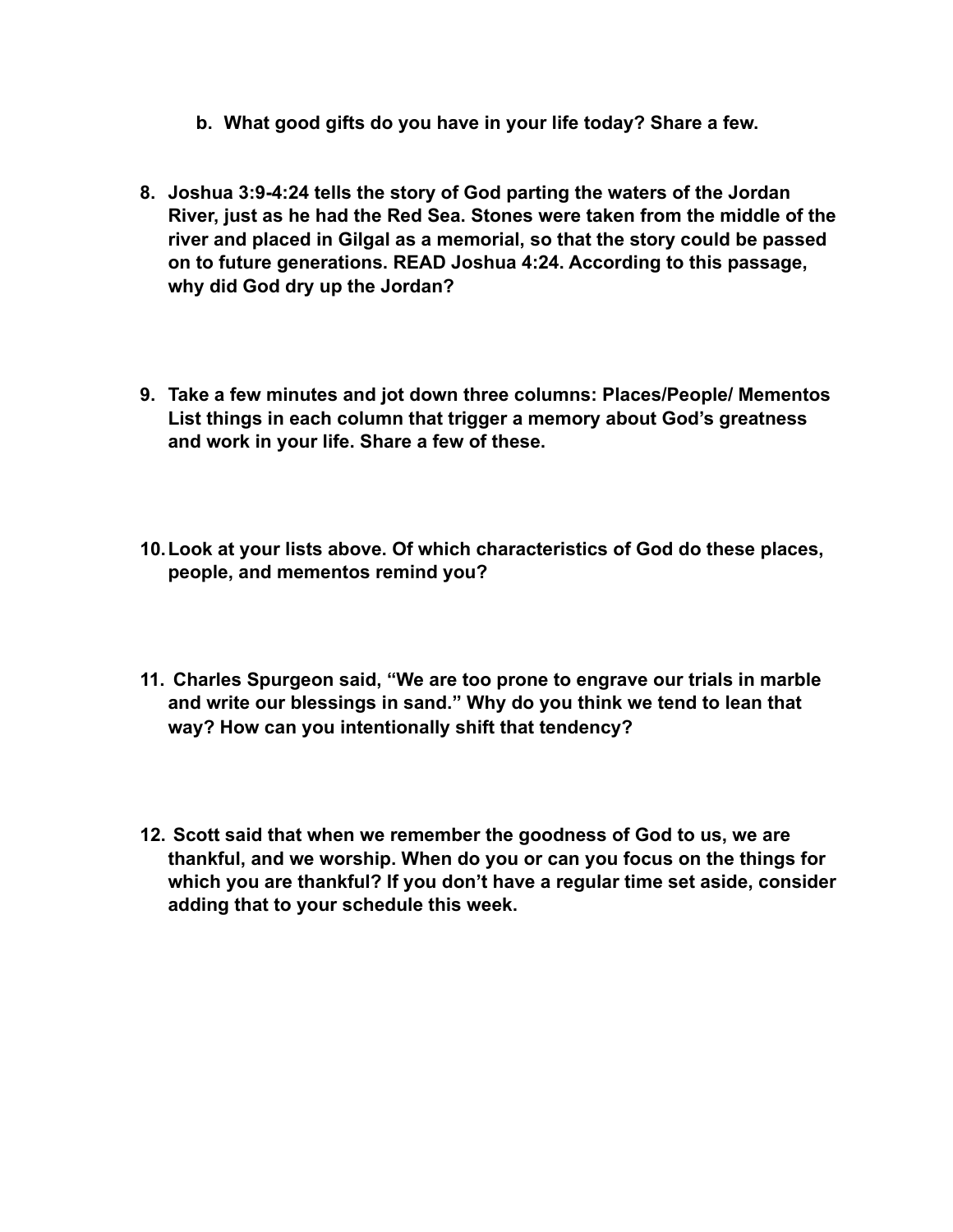b. **What good gifts do you have in your life today? Share a few.**

8. **Joshua 3:9-4:24 tells the story of God parting the waters of the Jordan River, just as he had the Red Sea. Stones were taken from the middle of the river and placed in Gilgal as a memorial, so that the story could be passed on to future generations. READ Joshua 4:24. According to this passage, why did God dry up the Jordan?**

9. **Take a few minutes and jot down three columns: Places/People/ Mementos List things in each column that trigger a memory about God's greatness and work in your life. Share a few of these.**

10. **Look at your lists above. Of which characteristics of God do these places, people, and mementos remind you?**

11. **Charles Spurgeon said, "We are too prone to engrave our trials in marble and write our blessings in sand." Why do you think we tend to lean that way? How can you intentionally shift that tendency?**

12. **Scott said that when we remember the goodness of God to us, we are thankful, and we worship. When do you or can you focus on the things for which you are thankful? If you don't have a regular time set aside, consider adding that to your schedule this week.**